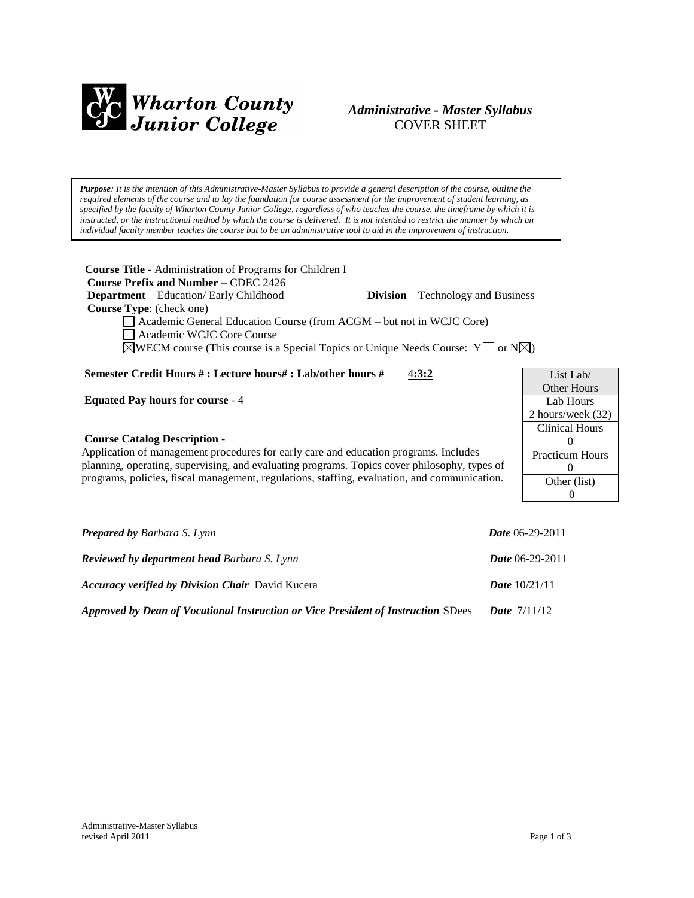**Wharton County Junior College**

# *Administrative - Master Syllabus*
## COVER SHEET

> ***Purpose**: It is the intention of this Administrative-Master Syllabus to provide a general description of the course, outline the required elements of the course and to lay the foundation for course assessment for the improvement of student learning, as specified by the faculty of Wharton County Junior College, regardless of who teaches the course, the timeframe by which it is instructed, or the instructional method by which the course is delivered. It is not intended to restrict the manner by which an individual faculty member teaches the course but to be an administrative tool to aid in the improvement of instruction.*

**Course Title** - Administration of Programs for Children I
**Course Prefix and Number** – CDEC 2426
**Department** – Education/ Early Childhood **Division** – Technology and Business
**Course Type**: (check one)

- ☐ Academic General Education Course (from ACGM – but not in WCJC Core)
- ☐ Academic WCJC Core Course
- ☒ WECM course (This course is a Special Topics or Unique Needs Course: Y ☐ or N ☒)

**Semester Credit Hours # : Lecture hours# : Lab/other hours #** 4:3:2

**Equated Pay hours for course** - 4

| List Lab/ Other Hours |
|---|
| Lab Hours 2 hours/week (32) |
| Clinical Hours 0 |
| Practicum Hours 0 |
| Other (list) 0 |

**Course Catalog Description** -
Application of management procedures for early care and education programs. Includes planning, operating, supervising, and evaluating programs. Topics cover philosophy, types of programs, policies, fiscal management, regulations, staffing, evaluation, and communication.

***Prepared by*** *Barbara S. Lynn* ***Date*** 06-29-2011

***Reviewed by department head*** *Barbara S. Lynn* ***Date*** 06-29-2011

***Accuracy verified by Division Chair*** David Kucera ***Date*** 10/21/11

***Approved by Dean of Vocational Instruction or Vice President of Instruction*** SDees ***Date*** 7/11/12

Administrative-Master Syllabus
revised April 2011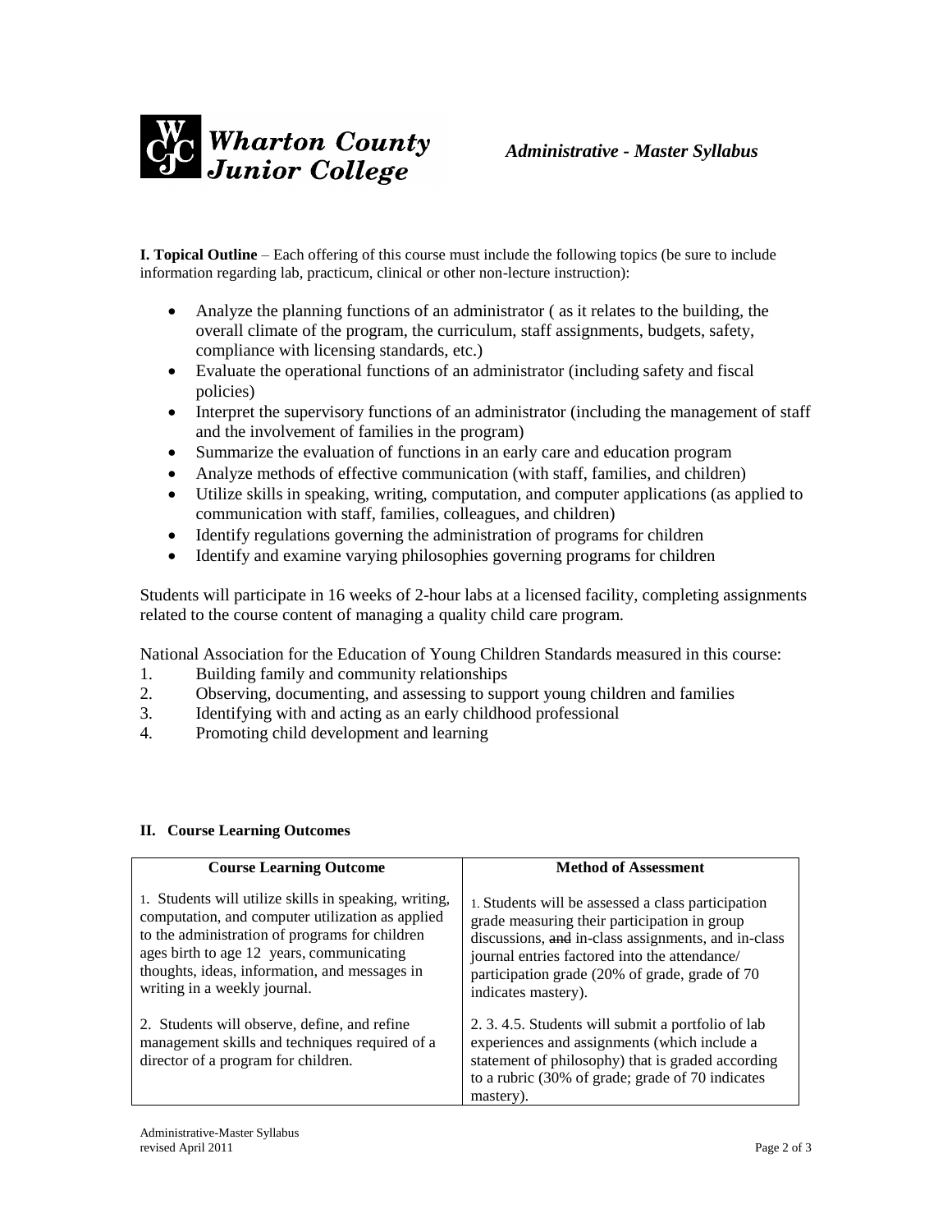**I. Topical Outline** – Each offering of this course must include the following topics (be sure to include information regarding lab, practicum, clinical or other non-lecture instruction):

- Analyze the planning functions of an administrator ( as it relates to the building, the overall climate of the program, the curriculum, staff assignments, budgets, safety, compliance with licensing standards, etc.)
- Evaluate the operational functions of an administrator (including safety and fiscal policies)
- Interpret the supervisory functions of an administrator (including the management of staff and the involvement of families in the program)
- Summarize the evaluation of functions in an early care and education program
- Analyze methods of effective communication (with staff, families, and children)
- Utilize skills in speaking, writing, computation, and computer applications (as applied to communication with staff, families, colleagues, and children)
- Identify regulations governing the administration of programs for children
- Identify and examine varying philosophies governing programs for children

Students will participate in 16 weeks of 2-hour labs at a licensed facility, completing assignments related to the course content of managing a quality child care program.

National Association for the Education of Young Children Standards measured in this course:

1. Building family and community relationships
2. Observing, documenting, and assessing to support young children and families
3. Identifying with and acting as an early childhood professional
4. Promoting child development and learning

**II. Course Learning Outcomes**

| Course Learning Outcome | Method of Assessment |
|---|---|
| 1. Students will utilize skills in speaking, writing, computation, and computer utilization as applied to the administration of programs for children ages birth to age 12 years, communicating thoughts, ideas, information, and messages in writing in a weekly journal. | 1. Students will be assessed a class participation grade measuring their participation in group discussions, ~~and~~ in-class assignments, and in-class journal entries factored into the attendance/ participation grade (20% of grade, grade of 70 indicates mastery). |
| 2. Students will observe, define, and refine management skills and techniques required of a director of a program for children. | 2. 3. 4.5. Students will submit a portfolio of lab experiences and assignments (which include a statement of philosophy) that is graded according to a rubric (30% of grade; grade of 70 indicates mastery). |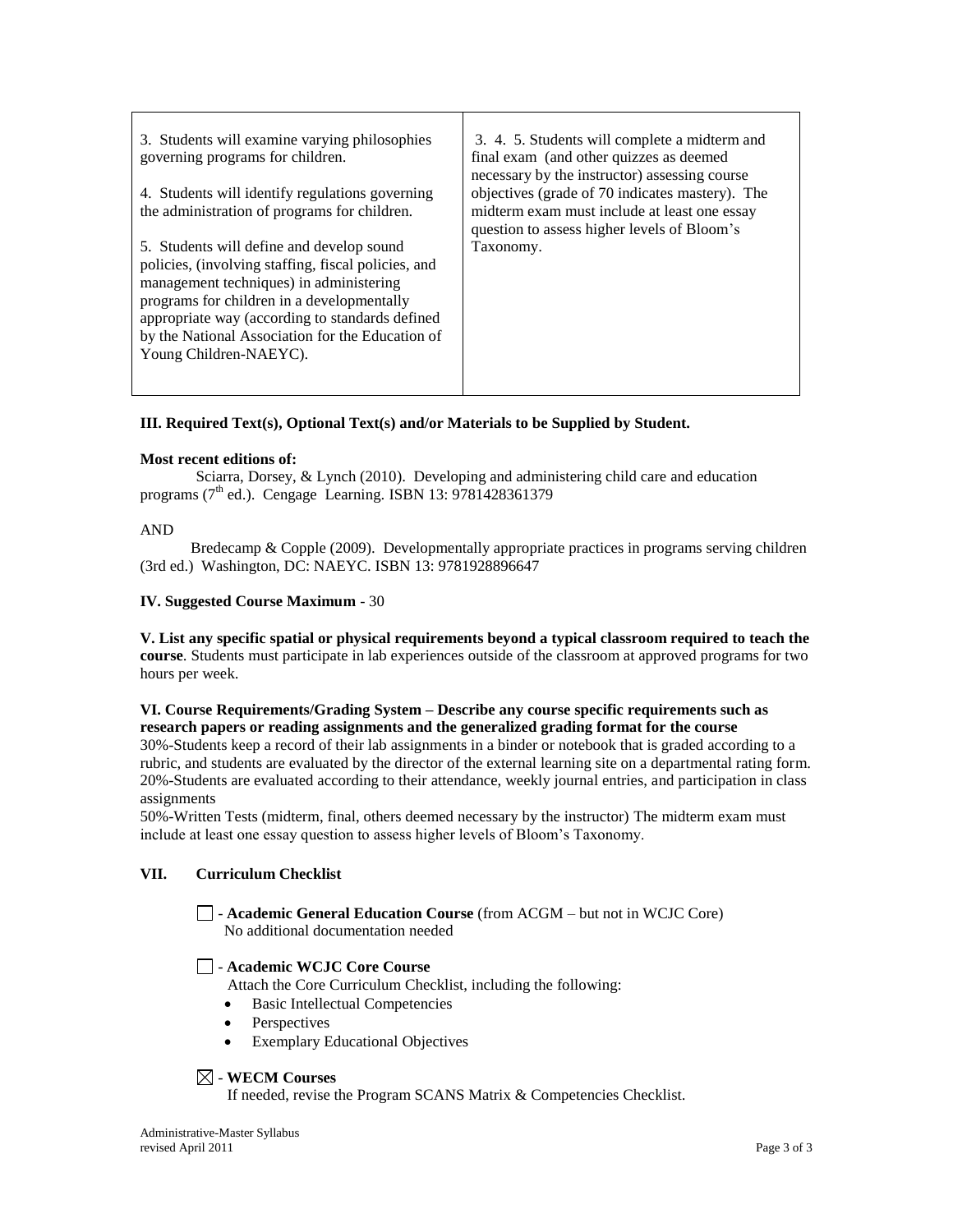| | |
|---|---|
| 3. Students will examine varying philosophies governing programs for children.<br><br>4. Students will identify regulations governing the administration of programs for children.<br><br>5. Students will define and develop sound policies, (involving staffing, fiscal policies, and management techniques) in administering programs for children in a developmentally appropriate way (according to standards defined by the National Association for the Education of Young Children-NAEYC). | 3. 4. 5. Students will complete a midterm and final exam (and other quizzes as deemed necessary by the instructor) assessing course objectives (grade of 70 indicates mastery). The midterm exam must include at least one essay question to assess higher levels of Bloom's Taxonomy. |

**III. Required Text(s), Optional Text(s) and/or Materials to be Supplied by Student.**

**Most recent editions of:**

Sciarra, Dorsey, & Lynch (2010). Developing and administering child care and education programs (7th ed.). Cengage Learning. ISBN 13: 9781428361379

AND

Bredecamp & Copple (2009). Developmentally appropriate practices in programs serving children (3rd ed.) Washington, DC: NAEYC. ISBN 13: 9781928896647

**IV. Suggested Course Maximum** - 30

**V. List any specific spatial or physical requirements beyond a typical classroom required to teach the course**. Students must participate in lab experiences outside of the classroom at approved programs for two hours per week.

**VI. Course Requirements/Grading System – Describe any course specific requirements such as research papers or reading assignments and the generalized grading format for the course**

30%-Students keep a record of their lab assignments in a binder or notebook that is graded according to a rubric, and students are evaluated by the director of the external learning site on a departmental rating form.
20%-Students are evaluated according to their attendance, weekly journal entries, and participation in class assignments
50%-Written Tests (midterm, final, others deemed necessary by the instructor) The midterm exam must include at least one essay question to assess higher levels of Bloom's Taxonomy.

**VII. Curriculum Checklist**

☐ - **Academic General Education Course** (from ACGM – but not in WCJC Core)
No additional documentation needed

☐ - **Academic WCJC Core Course**
Attach the Core Curriculum Checklist, including the following:

- Basic Intellectual Competencies
- Perspectives
- Exemplary Educational Objectives

☒ - **WECM Courses**
If needed, revise the Program SCANS Matrix & Competencies Checklist.

Administrative-Master Syllabus
revised April 2011